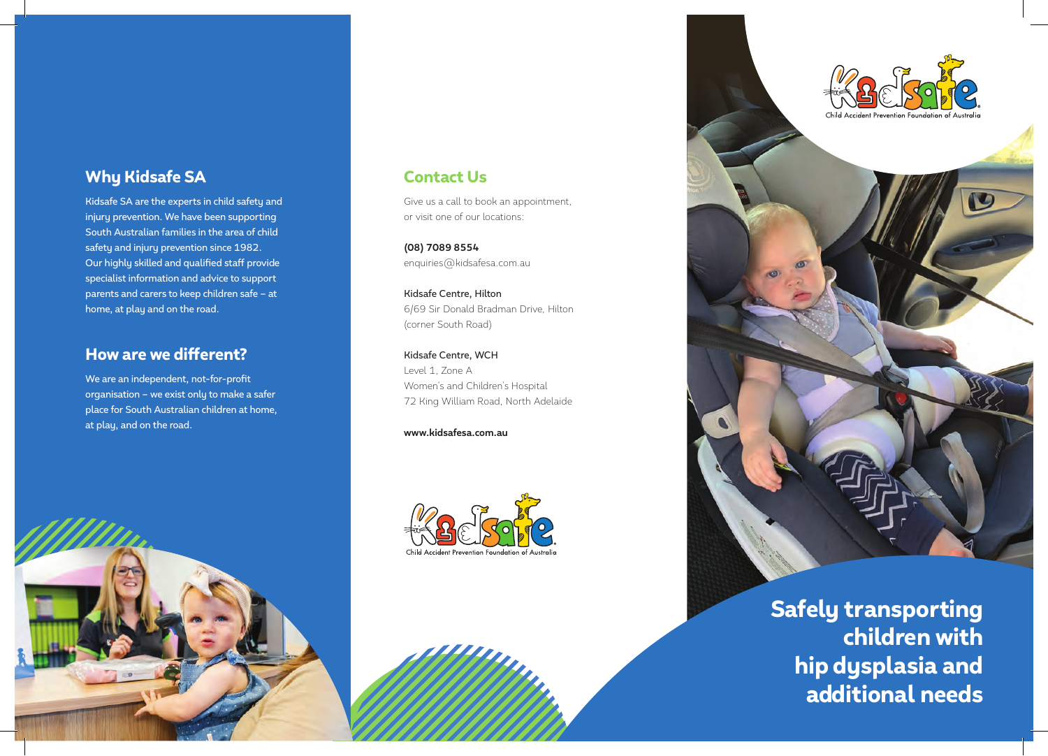## Why Kidsafe SA

Kidsafe SA are the experts in child safety and injury prevention. We have been supporting South Australian families in the area of child safety and injury prevention since 1982. Our highly skilled and qualified staff provide specialist information and advice to support parents and carers to keep children safe – at home, at play and on the road.

## How are we different?

We are an independent, not-for-profit organisation – we exist only to make a safer place for South Australian children at home, at play, and on the road.

## Contact Us

Give us a call to book an appointment, or visit one of our locations:

**(08) 7089 8554**
enquiries@kidsafesa.com.au

Kidsafe Centre, Hilton
6/69 Sir Donald Bradman Drive, Hilton
(corner South Road)

Kidsafe Centre, WCH
Level 1, Zone A
Women's and Children's Hospital
72 King William Road, North Adelaide

**www.kidsafesa.com.au**

Kidsafe
Child Accident Prevention Foundation of Australia

# Safely transporting children with hip dysplasia and additional needs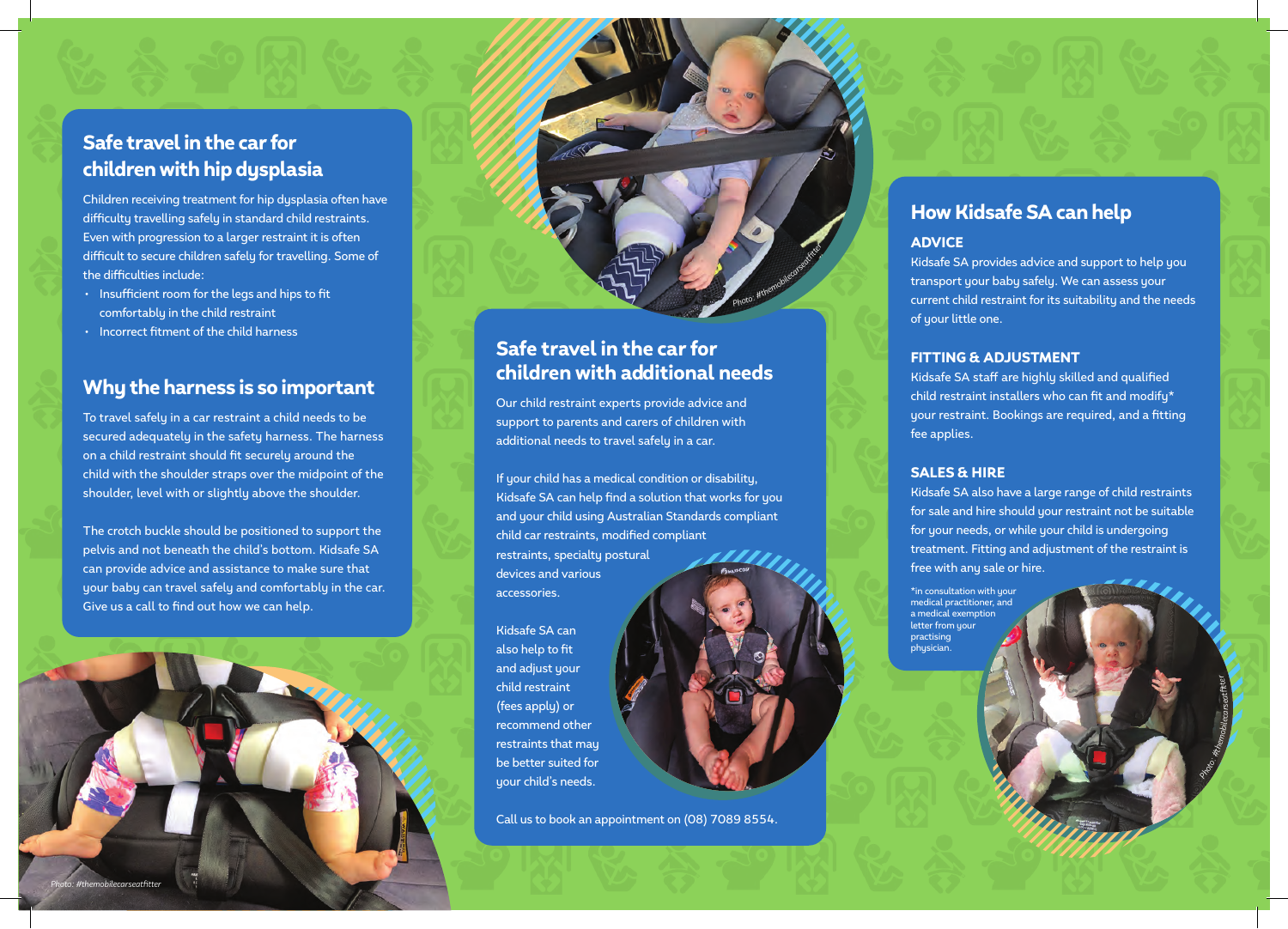## Safe travel in the car for children with hip dysplasia

Children receiving treatment for hip dysplasia often have difficulty travelling safely in standard child restraints. Even with progression to a larger restraint it is often difficult to secure children safely for travelling. Some of the difficulties include:

- Insufficient room for the legs and hips to fit comfortably in the child restraint
- Incorrect fitment of the child harness

## Why the harness is so important

To travel safely in a car restraint a child needs to be secured adequately in the safety harness. The harness on a child restraint should fit securely around the child with the shoulder straps over the midpoint of the shoulder, level with or slightly above the shoulder.

The crotch buckle should be positioned to support the pelvis and not beneath the child's bottom. Kidsafe SA can provide advice and assistance to make sure that your baby can travel safely and comfortably in the car. Give us a call to find out how we can help.

*Photo: #themobilecarseatfitter*

## Safe travel in the car for children with additional needs

Our child restraint experts provide advice and support to parents and carers of children with additional needs to travel safely in a car.

If your child has a medical condition or disability, Kidsafe SA can help find a solution that works for you and your child using Australian Standards compliant child car restraints, modified compliant restraints, specialty postural devices and various accessories.

Kidsafe SA can also help to fit and adjust your child restraint (fees apply) or recommend other restraints that may be better suited for your child's needs.

Call us to book an appointment on (08) 7089 8554.

*Photo: #themobilecarseatfitter*

## How Kidsafe SA can help

### ADVICE

Kidsafe SA provides advice and support to help you transport your baby safely. We can assess your current child restraint for its suitability and the needs of your little one.

### FITTING & ADJUSTMENT

Kidsafe SA staff are highly skilled and qualified child restraint installers who can fit and modify* your restraint. Bookings are required, and a fitting fee applies.

### SALES & HIRE

Kidsafe SA also have a large range of child restraints for sale and hire should your restraint not be suitable for your needs, or while your child is undergoing treatment. Fitting and adjustment of the restraint is free with any sale or hire.

*in consultation with your medical practitioner, and a medical exemption letter from your practising physician.

*Photo: #themobilecarseatfitter*